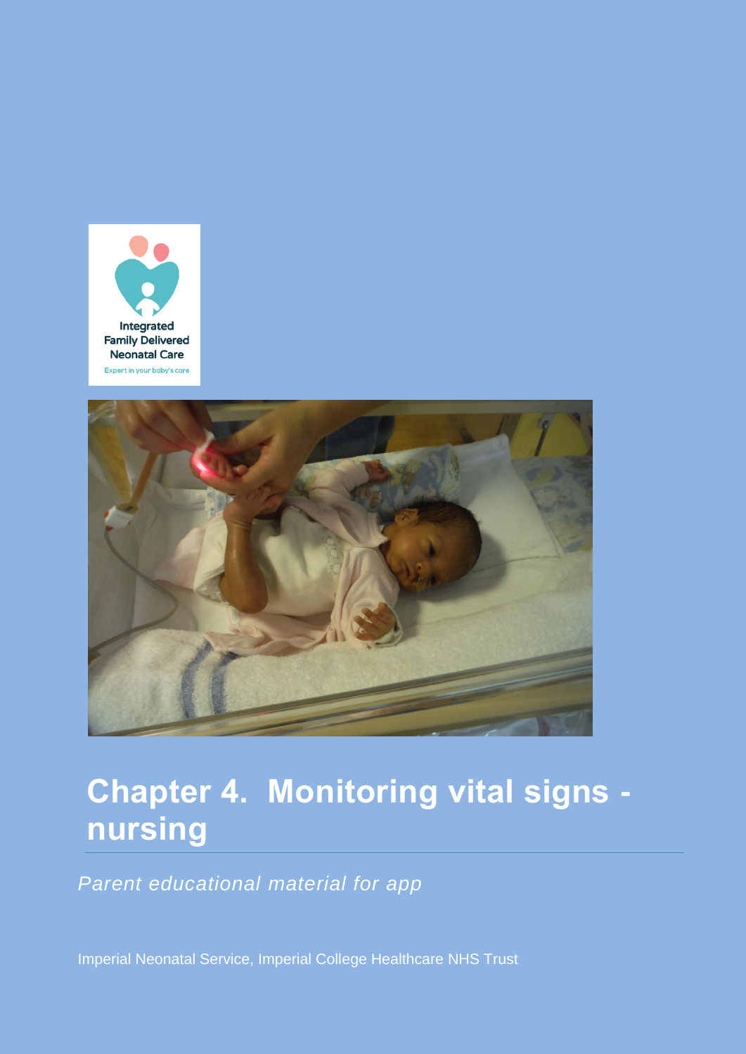Integrated Family Delivered Neonatal Care

Expert in your baby's care

# Chapter 4. Monitoring vital signs - nursing

*Parent educational material for app*

Imperial Neonatal Service, Imperial College Healthcare NHS Trust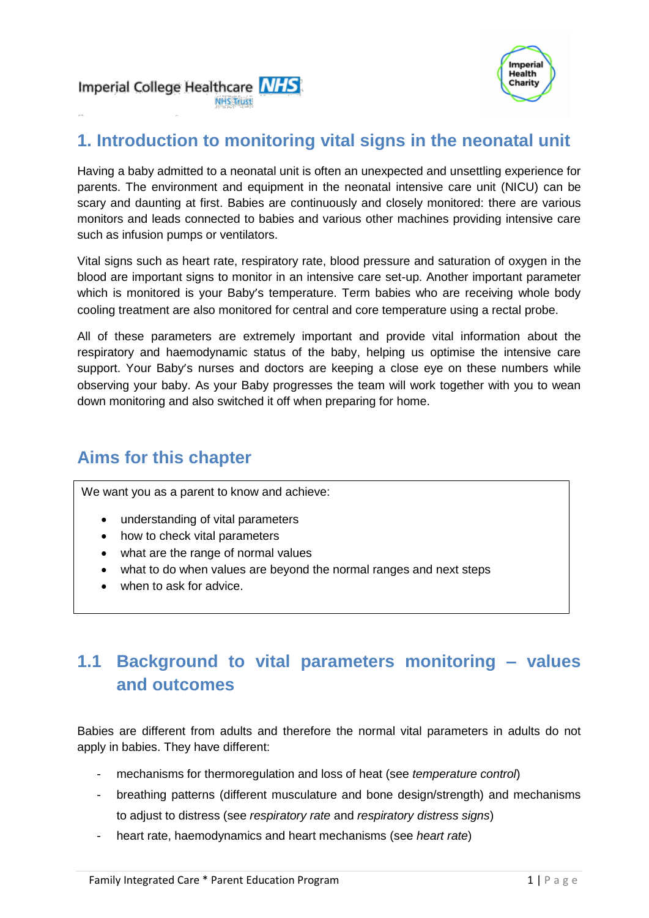Imperial College Healthcare NHS Trust

Imperial Health Charity

# 1. Introduction to monitoring vital signs in the neonatal unit

Having a baby admitted to a neonatal unit is often an unexpected and unsettling experience for parents. The environment and equipment in the neonatal intensive care unit (NICU) can be scary and daunting at first. Babies are continuously and closely monitored: there are various monitors and leads connected to babies and various other machines providing intensive care such as infusion pumps or ventilators.

Vital signs such as heart rate, respiratory rate, blood pressure and saturation of oxygen in the blood are important signs to monitor in an intensive care set-up. Another important parameter which is monitored is your Baby's temperature. Term babies who are receiving whole body cooling treatment are also monitored for central and core temperature using a rectal probe.

All of these parameters are extremely important and provide vital information about the respiratory and haemodynamic status of the baby, helping us optimise the intensive care support. Your Baby's nurses and doctors are keeping a close eye on these numbers while observing your baby. As your Baby progresses the team will work together with you to wean down monitoring and also switched it off when preparing for home.

## Aims for this chapter

We want you as a parent to know and achieve:

- understanding of vital parameters
- how to check vital parameters
- what are the range of normal values
- what to do when values are beyond the normal ranges and next steps
- when to ask for advice.

## 1.1 Background to vital parameters monitoring – values and outcomes

Babies are different from adults and therefore the normal vital parameters in adults do not apply in babies. They have different:

- mechanisms for thermoregulation and loss of heat (see *temperature control*)
- breathing patterns (different musculature and bone design/strength) and mechanisms to adjust to distress (see *respiratory rate* and *respiratory distress signs*)
- heart rate, haemodynamics and heart mechanisms (see *heart rate*)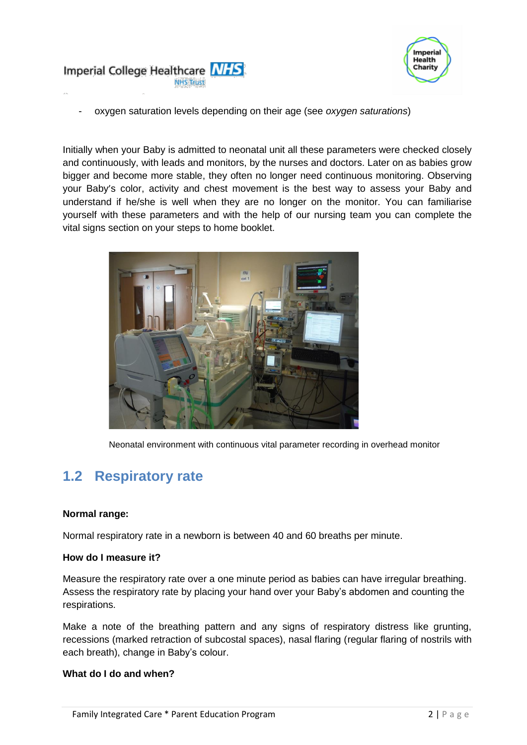- oxygen saturation levels depending on their age (see *oxygen saturations*)

Initially when your Baby is admitted to neonatal unit all these parameters were checked closely and continuously, with leads and monitors, by the nurses and doctors. Later on as babies grow bigger and become more stable, they often no longer need continuous monitoring. Observing your Baby's color, activity and chest movement is the best way to assess your Baby and understand if he/she is well when they are no longer on the monitor. You can familiarise yourself with these parameters and with the help of our nursing team you can complete the vital signs section on your steps to home booklet.

Neonatal environment with continuous vital parameter recording in overhead monitor

## 1.2 Respiratory rate

**Normal range:**

Normal respiratory rate in a newborn is between 40 and 60 breaths per minute.

**How do I measure it?**

Measure the respiratory rate over a one minute period as babies can have irregular breathing. Assess the respiratory rate by placing your hand over your Baby's abdomen and counting the respirations.

Make a note of the breathing pattern and any signs of respiratory distress like grunting, recessions (marked retraction of subcostal spaces), nasal flaring (regular flaring of nostrils with each breath), change in Baby's colour.

**What do I do and when?**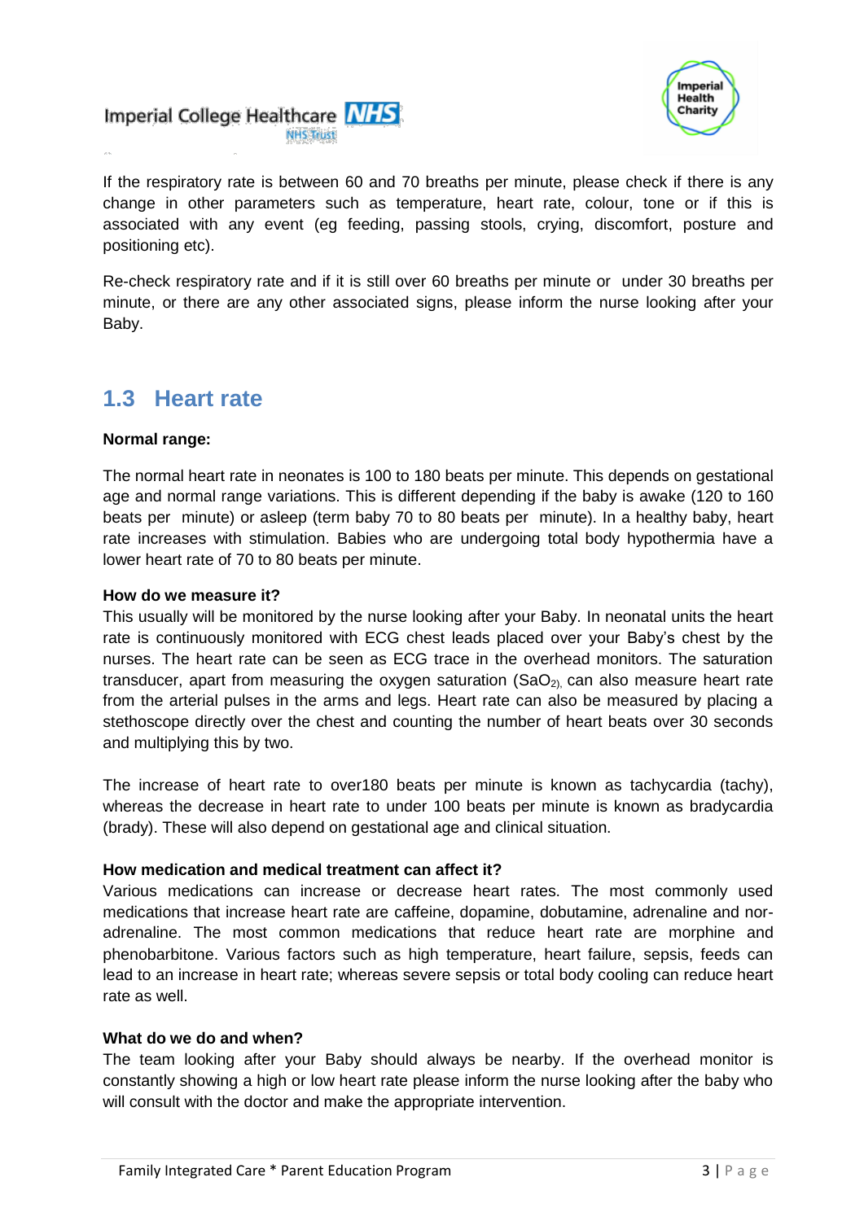If the respiratory rate is between 60 and 70 breaths per minute, please check if there is any change in other parameters such as temperature, heart rate, colour, tone or if this is associated with any event (eg feeding, passing stools, crying, discomfort, posture and positioning etc).

Re-check respiratory rate and if it is still over 60 breaths per minute or under 30 breaths per minute, or there are any other associated signs, please inform the nurse looking after your Baby.

## 1.3 Heart rate

**Normal range:**

The normal heart rate in neonates is 100 to 180 beats per minute. This depends on gestational age and normal range variations. This is different depending if the baby is awake (120 to 160 beats per minute) or asleep (term baby 70 to 80 beats per minute). In a healthy baby, heart rate increases with stimulation. Babies who are undergoing total body hypothermia have a lower heart rate of 70 to 80 beats per minute.

**How do we measure it?**

This usually will be monitored by the nurse looking after your Baby. In neonatal units the heart rate is continuously monitored with ECG chest leads placed over your Baby's chest by the nurses. The heart rate can be seen as ECG trace in the overhead monitors. The saturation transducer, apart from measuring the oxygen saturation ($SaO_2$), can also measure heart rate from the arterial pulses in the arms and legs. Heart rate can also be measured by placing a stethoscope directly over the chest and counting the number of heart beats over 30 seconds and multiplying this by two.

The increase of heart rate to over180 beats per minute is known as tachycardia (tachy), whereas the decrease in heart rate to under 100 beats per minute is known as bradycardia (brady). These will also depend on gestational age and clinical situation.

**How medication and medical treatment can affect it?**

Various medications can increase or decrease heart rates. The most commonly used medications that increase heart rate are caffeine, dopamine, dobutamine, adrenaline and nor-adrenaline. The most common medications that reduce heart rate are morphine and phenobarbitone. Various factors such as high temperature, heart failure, sepsis, feeds can lead to an increase in heart rate; whereas severe sepsis or total body cooling can reduce heart rate as well.

**What do we do and when?**

The team looking after your Baby should always be nearby. If the overhead monitor is constantly showing a high or low heart rate please inform the nurse looking after the baby who will consult with the doctor and make the appropriate intervention.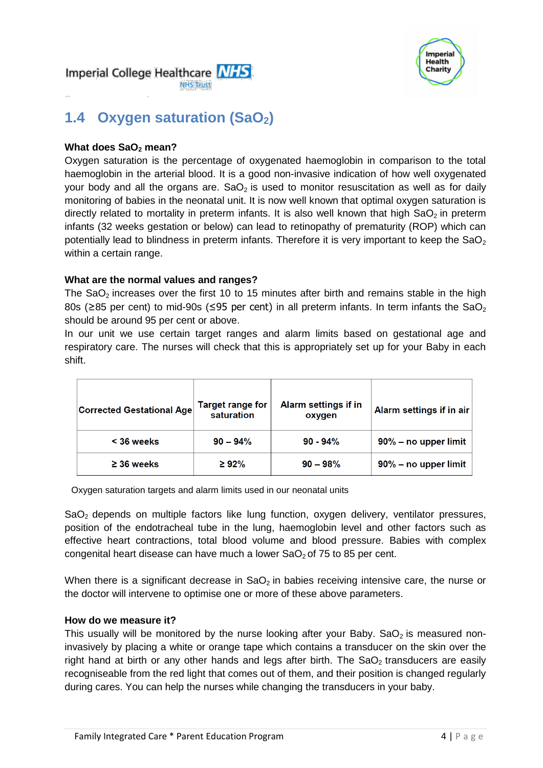## 1.4 Oxygen saturation ($SaO_2$)

**What does $SaO_2$ mean?**

Oxygen saturation is the percentage of oxygenated haemoglobin in comparison to the total haemoglobin in the arterial blood. It is a good non-invasive indication of how well oxygenated your body and all the organs are. $SaO_2$ is used to monitor resuscitation as well as for daily monitoring of babies in the neonatal unit. It is now well known that optimal oxygen saturation is directly related to mortality in preterm infants. It is also well known that high $SaO_2$ in preterm infants (32 weeks gestation or below) can lead to retinopathy of prematurity (ROP) which can potentially lead to blindness in preterm infants. Therefore it is very important to keep the $SaO_2$ within a certain range.

**What are the normal values and ranges?**

The $SaO_2$ increases over the first 10 to 15 minutes after birth and remains stable in the high 80s (≥85 per cent) to mid-90s (≤95 per cent) in all preterm infants. In term infants the $SaO_2$ should be around 95 per cent or above.

In our unit we use certain target ranges and alarm limits based on gestational age and respiratory care. The nurses will check that this is appropriately set up for your Baby in each shift.

| Corrected Gestational Age | Target range for saturation | Alarm settings if in oxygen | Alarm settings if in air |
|---|---|---|---|
| < 36 weeks | 90 – 94% | 90 - 94% | 90% – no upper limit |
| ≥ 36 weeks | ≥ 92% | 90 – 98% | 90% – no upper limit |

Oxygen saturation targets and alarm limits used in our neonatal units

$SaO_2$ depends on multiple factors like lung function, oxygen delivery, ventilator pressures, position of the endotracheal tube in the lung, haemoglobin level and other factors such as effective heart contractions, total blood volume and blood pressure. Babies with complex congenital heart disease can have much a lower $SaO_2$ of 75 to 85 per cent.

When there is a significant decrease in $SaO_2$ in babies receiving intensive care, the nurse or the doctor will intervene to optimise one or more of these above parameters.

**How do we measure it?**

This usually will be monitored by the nurse looking after your Baby. $SaO_2$ is measured non-invasively by placing a white or orange tape which contains a transducer on the skin over the right hand at birth or any other hands and legs after birth. The $SaO_2$ transducers are easily recogniseable from the red light that comes out of them, and their position is changed regularly during cares. You can help the nurses while changing the transducers in your baby.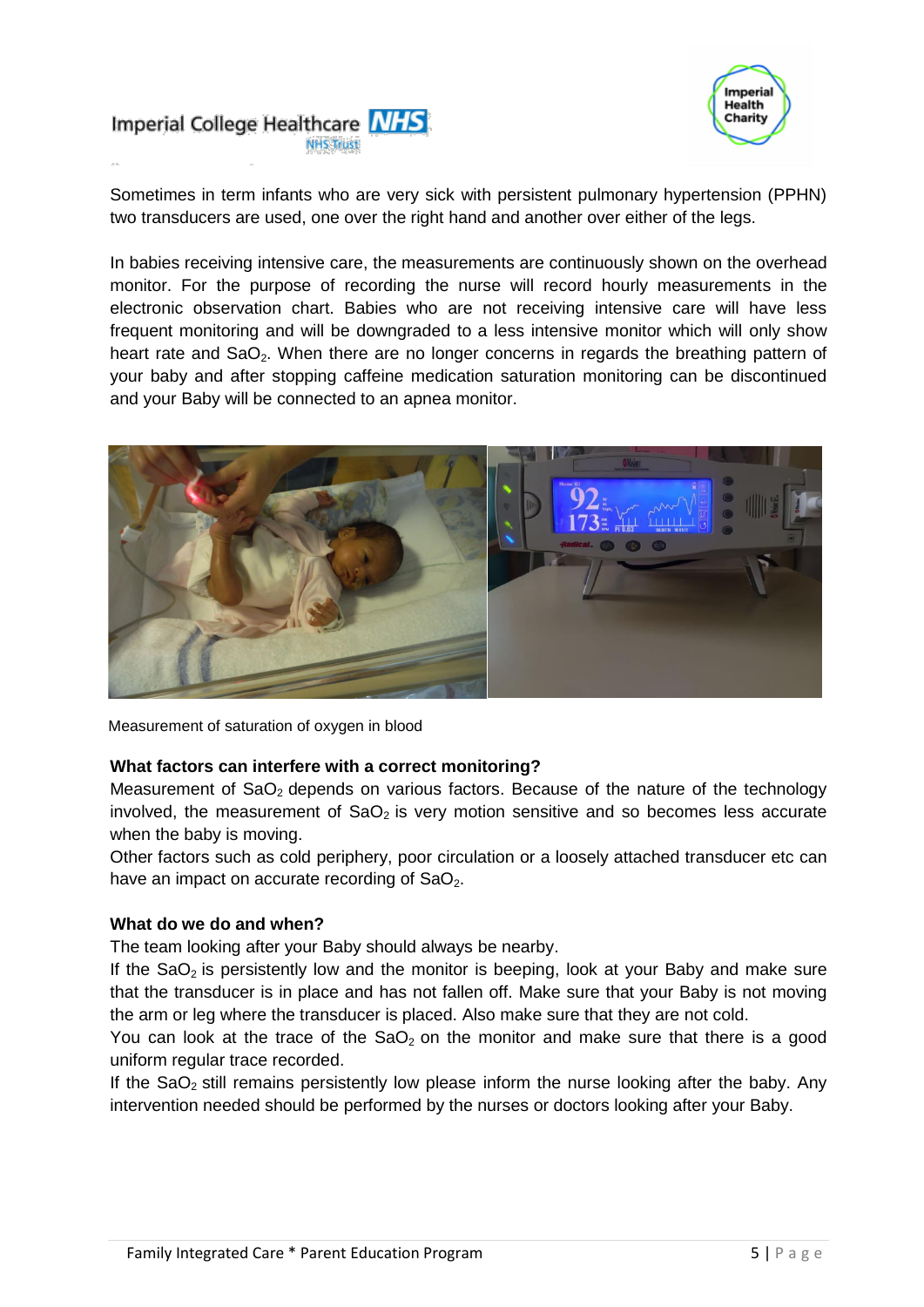Sometimes in term infants who are very sick with persistent pulmonary hypertension (PPHN) two transducers are used, one over the right hand and another over either of the legs.

In babies receiving intensive care, the measurements are continuously shown on the overhead monitor. For the purpose of recording the nurse will record hourly measurements in the electronic observation chart. Babies who are not receiving intensive care will have less frequent monitoring and will be downgraded to a less intensive monitor which will only show heart rate and $SaO_2$. When there are no longer concerns in regards the breathing pattern of your baby and after stopping caffeine medication saturation monitoring can be discontinued and your Baby will be connected to an apnea monitor.

Measurement of saturation of oxygen in blood

**What factors can interfere with a correct monitoring?**

Measurement of $SaO_2$ depends on various factors. Because of the nature of the technology involved, the measurement of $SaO_2$ is very motion sensitive and so becomes less accurate when the baby is moving.

Other factors such as cold periphery, poor circulation or a loosely attached transducer etc can have an impact on accurate recording of $SaO_2$.

**What do we do and when?**

The team looking after your Baby should always be nearby.

If the $SaO_2$ is persistently low and the monitor is beeping, look at your Baby and make sure that the transducer is in place and has not fallen off. Make sure that your Baby is not moving the arm or leg where the transducer is placed. Also make sure that they are not cold.

You can look at the trace of the $SaO_2$ on the monitor and make sure that there is a good uniform regular trace recorded.

If the $SaO_2$ still remains persistently low please inform the nurse looking after the baby. Any intervention needed should be performed by the nurses or doctors looking after your Baby.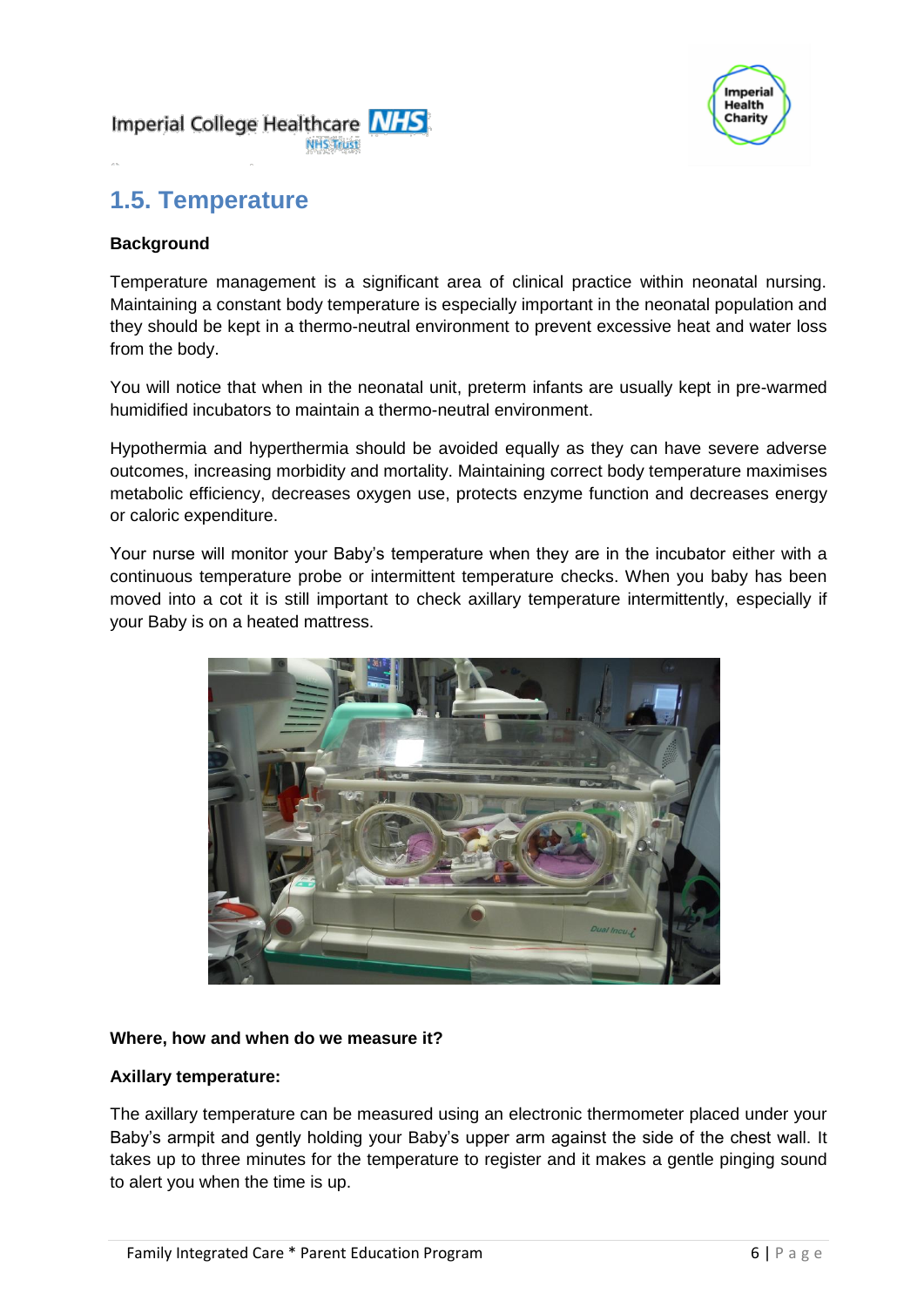## 1.5. Temperature

**Background**

Temperature management is a significant area of clinical practice within neonatal nursing. Maintaining a constant body temperature is especially important in the neonatal population and they should be kept in a thermo-neutral environment to prevent excessive heat and water loss from the body.

You will notice that when in the neonatal unit, preterm infants are usually kept in pre-warmed humidified incubators to maintain a thermo-neutral environment.

Hypothermia and hyperthermia should be avoided equally as they can have severe adverse outcomes, increasing morbidity and mortality. Maintaining correct body temperature maximises metabolic efficiency, decreases oxygen use, protects enzyme function and decreases energy or caloric expenditure.

Your nurse will monitor your Baby's temperature when they are in the incubator either with a continuous temperature probe or intermittent temperature checks. When you baby has been moved into a cot it is still important to check axillary temperature intermittently, especially if your Baby is on a heated mattress.

**Where, how and when do we measure it?**

**Axillary temperature:**

The axillary temperature can be measured using an electronic thermometer placed under your Baby's armpit and gently holding your Baby's upper arm against the side of the chest wall. It takes up to three minutes for the temperature to register and it makes a gentle pinging sound to alert you when the time is up.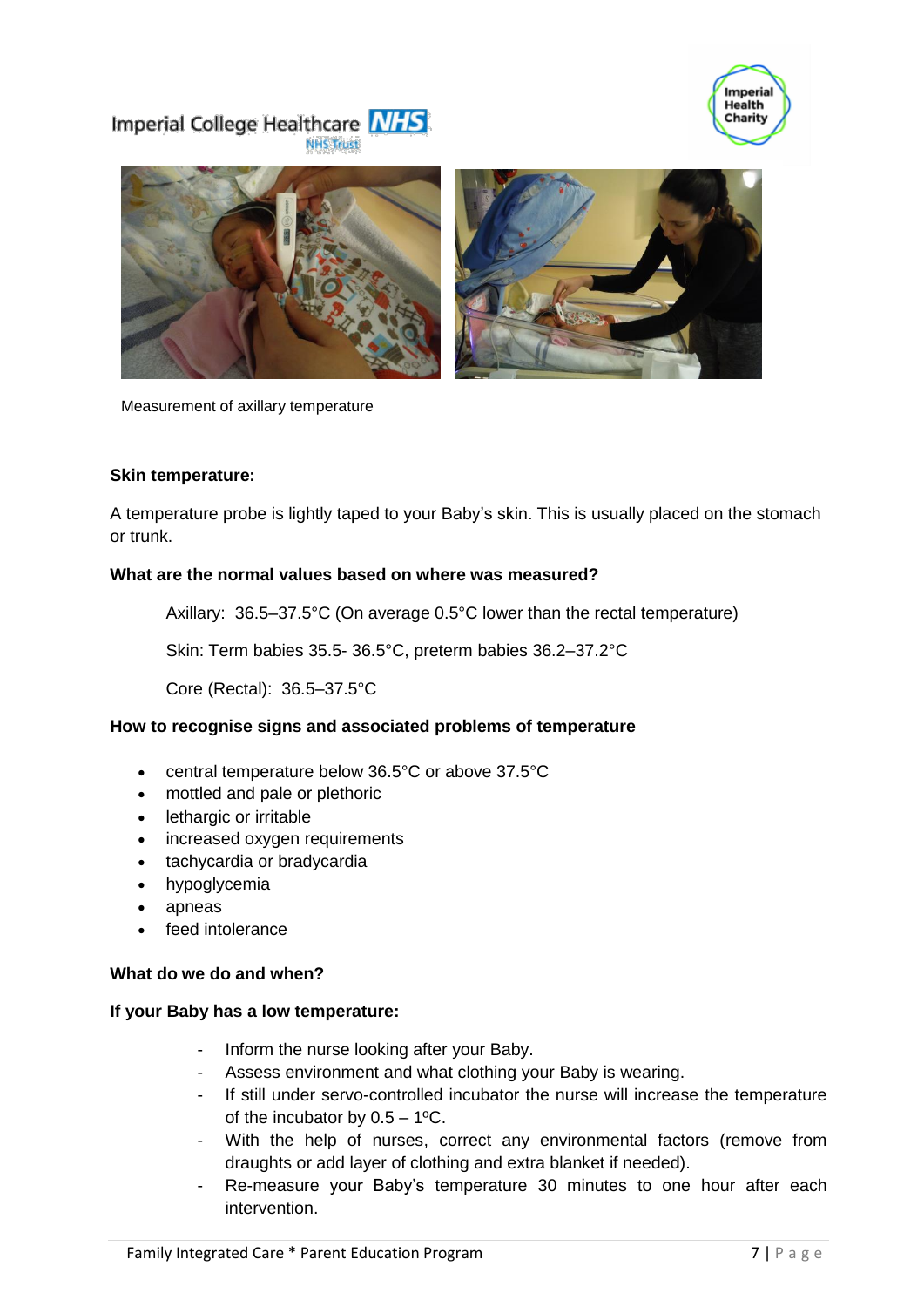Measurement of axillary temperature

**Skin temperature:**

A temperature probe is lightly taped to your Baby's skin. This is usually placed on the stomach or trunk.

**What are the normal values based on where was measured?**

Axillary: 36.5–37.5°C (On average 0.5°C lower than the rectal temperature)

Skin: Term babies 35.5- 36.5°C, preterm babies 36.2–37.2°C

Core (Rectal): 36.5–37.5°C

**How to recognise signs and associated problems of temperature**

- central temperature below 36.5°C or above 37.5°C
- mottled and pale or plethoric
- lethargic or irritable
- increased oxygen requirements
- tachycardia or bradycardia
- hypoglycemia
- apneas
- feed intolerance

**What do we do and when?**

**If your Baby has a low temperature:**

- Inform the nurse looking after your Baby.
- Assess environment and what clothing your Baby is wearing.
- If still under servo-controlled incubator the nurse will increase the temperature of the incubator by 0.5 – 1ºC.
- With the help of nurses, correct any environmental factors (remove from draughts or add layer of clothing and extra blanket if needed).
- Re-measure your Baby's temperature 30 minutes to one hour after each intervention.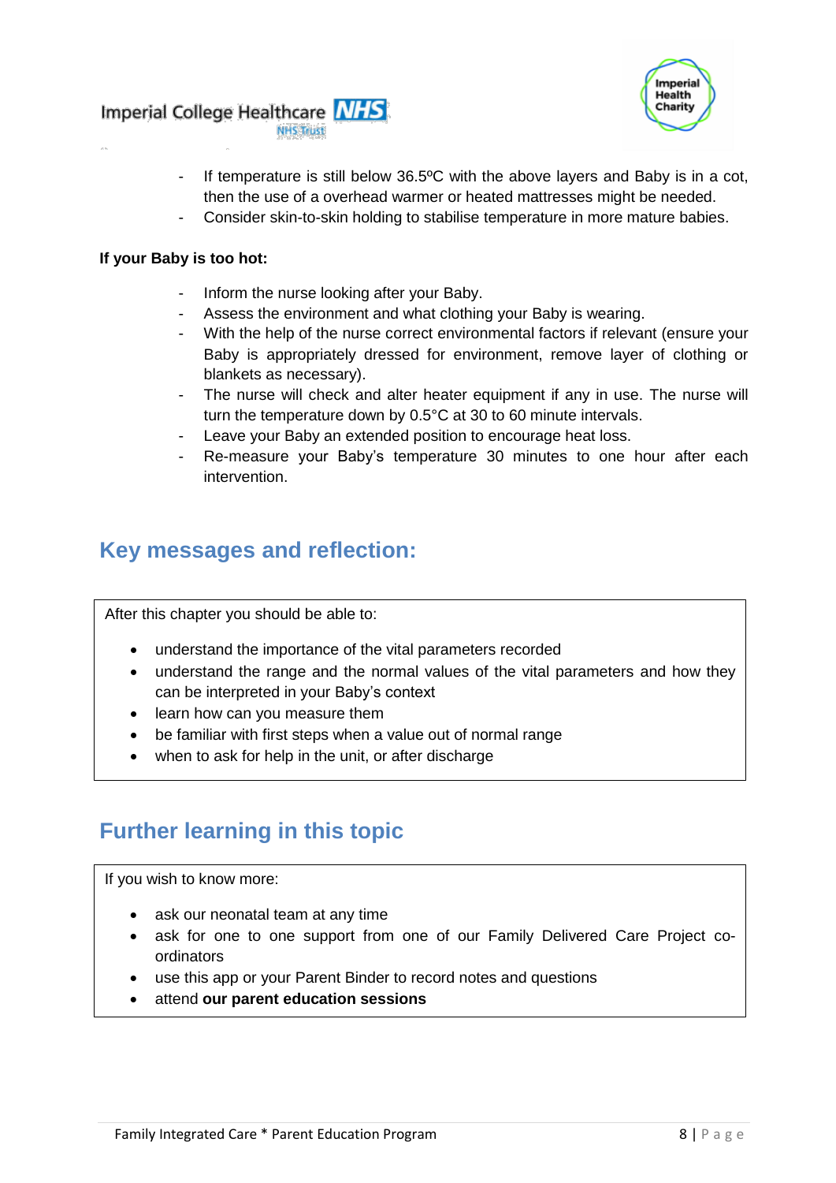- If temperature is still below 36.5ºC with the above layers and Baby is in a cot, then the use of a overhead warmer or heated mattresses might be needed.
- Consider skin-to-skin holding to stabilise temperature in more mature babies.

**If your Baby is too hot:**

- Inform the nurse looking after your Baby.
- Assess the environment and what clothing your Baby is wearing.
- With the help of the nurse correct environmental factors if relevant (ensure your Baby is appropriately dressed for environment, remove layer of clothing or blankets as necessary).
- The nurse will check and alter heater equipment if any in use. The nurse will turn the temperature down by 0.5°C at 30 to 60 minute intervals.
- Leave your Baby an extended position to encourage heat loss.
- Re-measure your Baby's temperature 30 minutes to one hour after each intervention.

## Key messages and reflection:

After this chapter you should be able to:

- understand the importance of the vital parameters recorded
- understand the range and the normal values of the vital parameters and how they can be interpreted in your Baby's context
- learn how can you measure them
- be familiar with first steps when a value out of normal range
- when to ask for help in the unit, or after discharge

## Further learning in this topic

If you wish to know more:

- ask our neonatal team at any time
- ask for one to one support from one of our Family Delivered Care Project co-ordinators
- use this app or your Parent Binder to record notes and questions
- attend **our parent education sessions**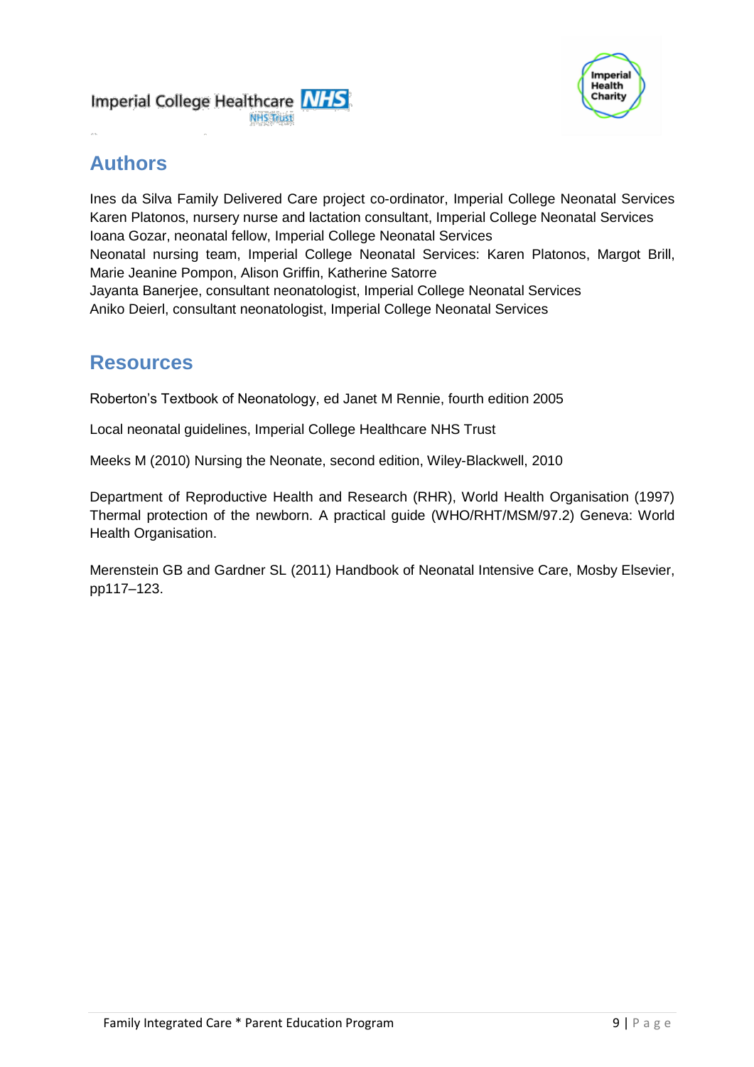## Authors

Ines da Silva Family Delivered Care project co-ordinator, Imperial College Neonatal Services
Karen Platonos, nursery nurse and lactation consultant, Imperial College Neonatal Services
Ioana Gozar, neonatal fellow, Imperial College Neonatal Services
Neonatal nursing team, Imperial College Neonatal Services: Karen Platonos, Margot Brill, Marie Jeanine Pompon, Alison Griffin, Katherine Satorre
Jayanta Banerjee, consultant neonatologist, Imperial College Neonatal Services
Aniko Deierl, consultant neonatologist, Imperial College Neonatal Services

## Resources

Roberton's Textbook of Neonatology, ed Janet M Rennie, fourth edition 2005

Local neonatal guidelines, Imperial College Healthcare NHS Trust

Meeks M (2010) Nursing the Neonate, second edition, Wiley-Blackwell, 2010

Department of Reproductive Health and Research (RHR), World Health Organisation (1997) Thermal protection of the newborn. A practical guide (WHO/RHT/MSM/97.2) Geneva: World Health Organisation.

Merenstein GB and Gardner SL (2011) Handbook of Neonatal Intensive Care, Mosby Elsevier, pp117–123.